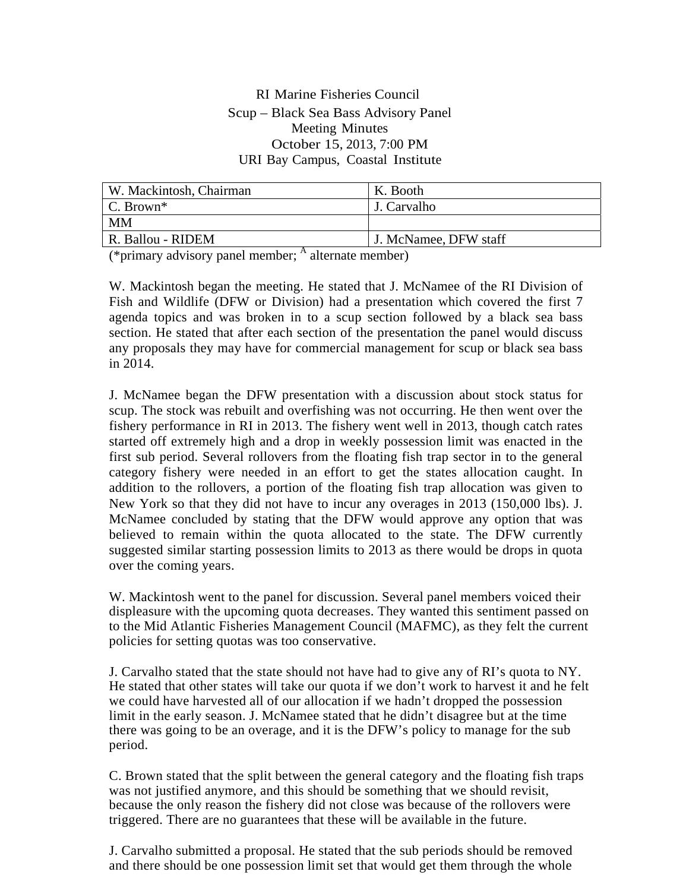RI Marine Fisheries Council

Scup – Black Sea Bass Advisory Panel

Meeting Minutes

October 15, 2013, 7:00 PM

URI Bay Campus, Coastal Institute

| W. Mackintosh, Chairman | K. Booth |
|---|---|
| C. Brown* | J. Carvalho |
| MM | |
| R. Ballou - RIDEM | J. McNamee, DFW staff |

(*primary advisory panel member; [A] alternate member)

W. Mackintosh began the meeting. He stated that J. McNamee of the RI Division of Fish and Wildlife (DFW or Division) had a presentation which covered the first 7 agenda topics and was broken in to a scup section followed by a black sea bass section. He stated that after each section of the presentation the panel would discuss any proposals they may have for commercial management for scup or black sea bass in 2014.

J. McNamee began the DFW presentation with a discussion about stock status for scup. The stock was rebuilt and overfishing was not occurring. He then went over the fishery performance in RI in 2013. The fishery went well in 2013, though catch rates started off extremely high and a drop in weekly possession limit was enacted in the first sub period. Several rollovers from the floating fish trap sector in to the general category fishery were needed in an effort to get the states allocation caught. In addition to the rollovers, a portion of the floating fish trap allocation was given to New York so that they did not have to incur any overages in 2013 (150,000 lbs). J. McNamee concluded by stating that the DFW would approve any option that was believed to remain within the quota allocated to the state. The DFW currently suggested similar starting possession limits to 2013 as there would be drops in quota over the coming years.

W. Mackintosh went to the panel for discussion. Several panel members voiced their displeasure with the upcoming quota decreases. They wanted this sentiment passed on to the Mid Atlantic Fisheries Management Council (MAFMC), as they felt the current policies for setting quotas was too conservative.

J. Carvalho stated that the state should not have had to give any of RI's quota to NY. He stated that other states will take our quota if we don't work to harvest it and he felt we could have harvested all of our allocation if we hadn't dropped the possession limit in the early season. J. McNamee stated that he didn't disagree but at the time there was going to be an overage, and it is the DFW's policy to manage for the sub period.

C. Brown stated that the split between the general category and the floating fish traps was not justified anymore, and this should be something that we should revisit, because the only reason the fishery did not close was because of the rollovers were triggered. There are no guarantees that these will be available in the future.

J. Carvalho submitted a proposal. He stated that the sub periods should be removed and there should be one possession limit set that would get them through the whole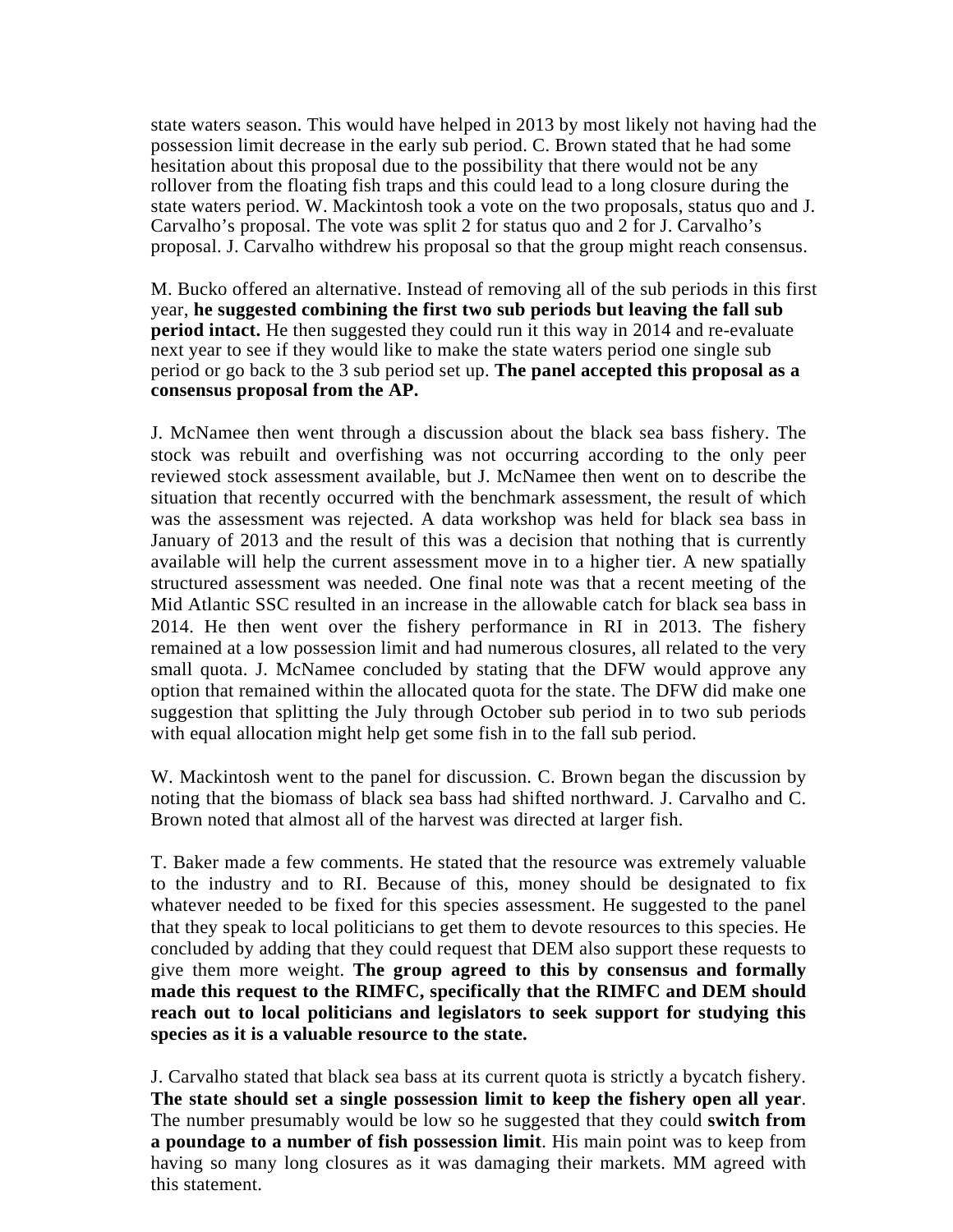state waters season. This would have helped in 2013 by most likely not having had the possession limit decrease in the early sub period. C. Brown stated that he had some hesitation about this proposal due to the possibility that there would not be any rollover from the floating fish traps and this could lead to a long closure during the state waters period. W. Mackintosh took a vote on the two proposals, status quo and J. Carvalho's proposal. The vote was split 2 for status quo and 2 for J. Carvalho's proposal. J. Carvalho withdrew his proposal so that the group might reach consensus.

M. Bucko offered an alternative. Instead of removing all of the sub periods in this first year, **he suggested combining the first two sub periods but leaving the fall sub period intact.** He then suggested they could run it this way in 2014 and re-evaluate next year to see if they would like to make the state waters period one single sub period or go back to the 3 sub period set up. **The panel accepted this proposal as a consensus proposal from the AP.**

J. McNamee then went through a discussion about the black sea bass fishery. The stock was rebuilt and overfishing was not occurring according to the only peer reviewed stock assessment available, but J. McNamee then went on to describe the situation that recently occurred with the benchmark assessment, the result of which was the assessment was rejected. A data workshop was held for black sea bass in January of 2013 and the result of this was a decision that nothing that is currently available will help the current assessment move in to a higher tier. A new spatially structured assessment was needed. One final note was that a recent meeting of the Mid Atlantic SSC resulted in an increase in the allowable catch for black sea bass in 2014. He then went over the fishery performance in RI in 2013. The fishery remained at a low possession limit and had numerous closures, all related to the very small quota. J. McNamee concluded by stating that the DFW would approve any option that remained within the allocated quota for the state. The DFW did make one suggestion that splitting the July through October sub period in to two sub periods with equal allocation might help get some fish in to the fall sub period.

W. Mackintosh went to the panel for discussion. C. Brown began the discussion by noting that the biomass of black sea bass had shifted northward. J. Carvalho and C. Brown noted that almost all of the harvest was directed at larger fish.

T. Baker made a few comments. He stated that the resource was extremely valuable to the industry and to RI. Because of this, money should be designated to fix whatever needed to be fixed for this species assessment. He suggested to the panel that they speak to local politicians to get them to devote resources to this species. He concluded by adding that they could request that DEM also support these requests to give them more weight. **The group agreed to this by consensus and formally made this request to the RIMFC, specifically that the RIMFC and DEM should reach out to local politicians and legislators to seek support for studying this species as it is a valuable resource to the state.**

J. Carvalho stated that black sea bass at its current quota is strictly a bycatch fishery. **The state should set a single possession limit to keep the fishery open all year**. The number presumably would be low so he suggested that they could **switch from a poundage to a number of fish possession limit**. His main point was to keep from having so many long closures as it was damaging their markets. MM agreed with this statement.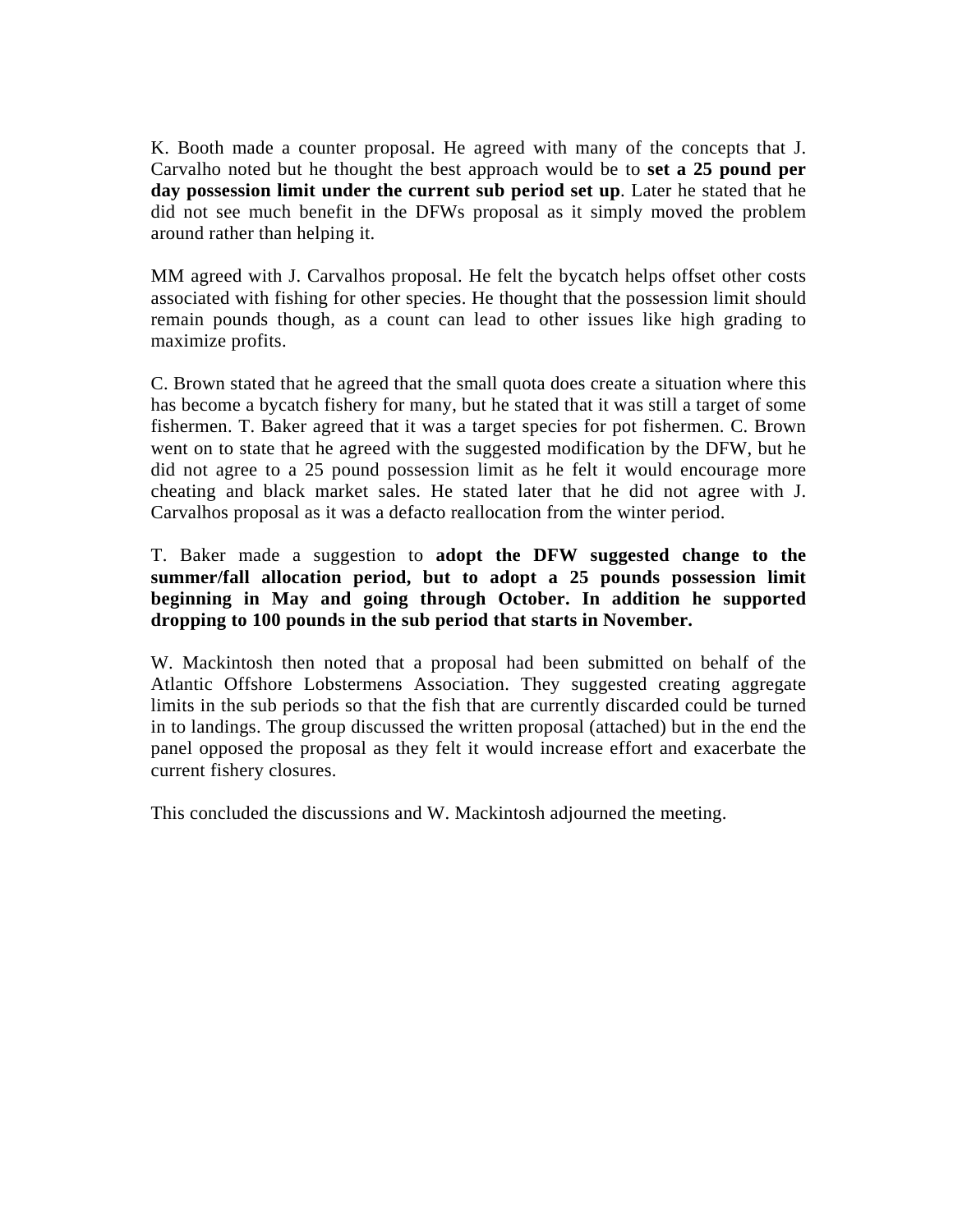K. Booth made a counter proposal. He agreed with many of the concepts that J. Carvalho noted but he thought the best approach would be to **set a 25 pound per day possession limit under the current sub period set up**. Later he stated that he did not see much benefit in the DFWs proposal as it simply moved the problem around rather than helping it.

MM agreed with J. Carvalhos proposal. He felt the bycatch helps offset other costs associated with fishing for other species. He thought that the possession limit should remain pounds though, as a count can lead to other issues like high grading to maximize profits.

C. Brown stated that he agreed that the small quota does create a situation where this has become a bycatch fishery for many, but he stated that it was still a target of some fishermen. T. Baker agreed that it was a target species for pot fishermen. C. Brown went on to state that he agreed with the suggested modification by the DFW, but he did not agree to a 25 pound possession limit as he felt it would encourage more cheating and black market sales. He stated later that he did not agree with J. Carvalhos proposal as it was a defacto reallocation from the winter period.

T. Baker made a suggestion to **adopt the DFW suggested change to the summer/fall allocation period, but to adopt a 25 pounds possession limit beginning in May and going through October. In addition he supported dropping to 100 pounds in the sub period that starts in November.**

W. Mackintosh then noted that a proposal had been submitted on behalf of the Atlantic Offshore Lobstermens Association. They suggested creating aggregate limits in the sub periods so that the fish that are currently discarded could be turned in to landings. The group discussed the written proposal (attached) but in the end the panel opposed the proposal as they felt it would increase effort and exacerbate the current fishery closures.

This concluded the discussions and W. Mackintosh adjourned the meeting.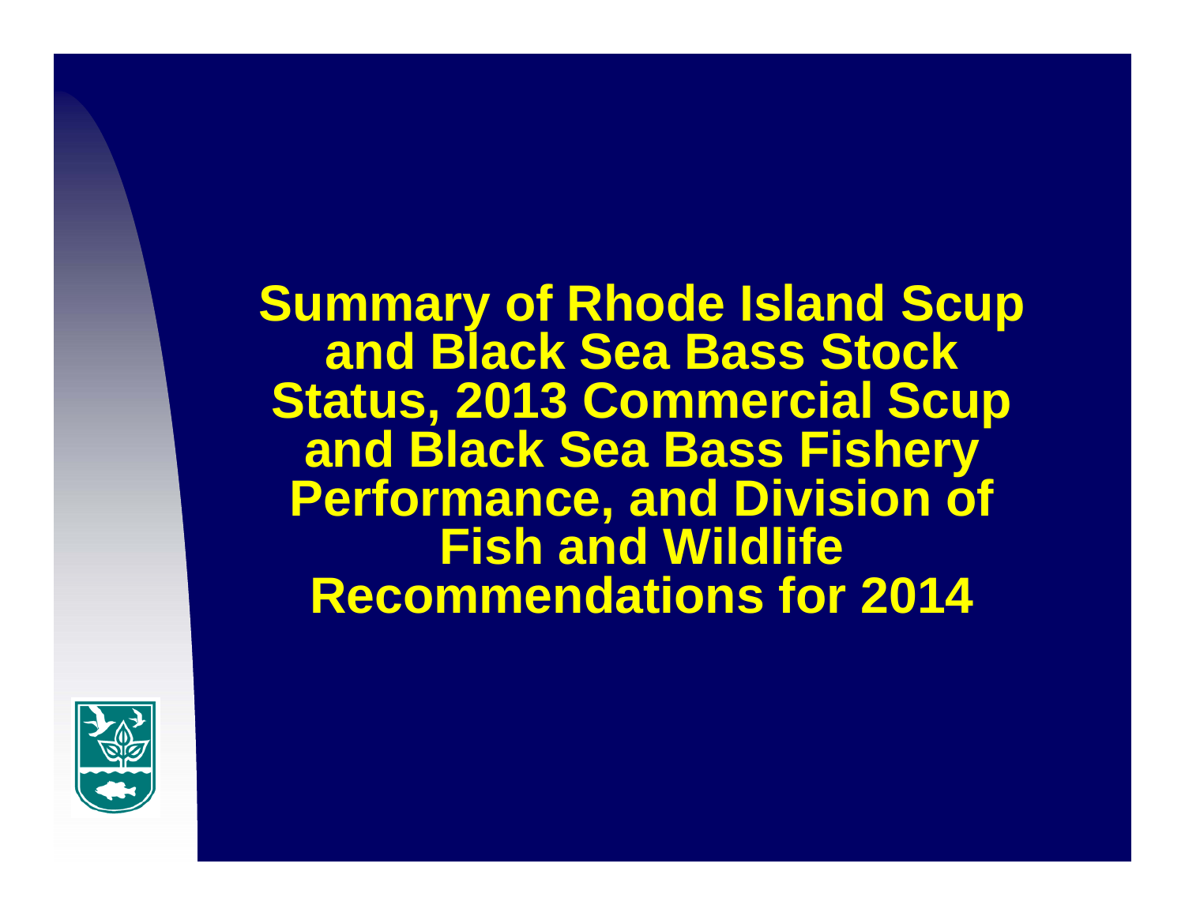# Summary of Rhode Island Scup and Black Sea Bass Stock Status, 2013 Commercial Scup and Black Sea Bass Fishery Performance, and Division of Fish and Wildlife Recommendations for 2014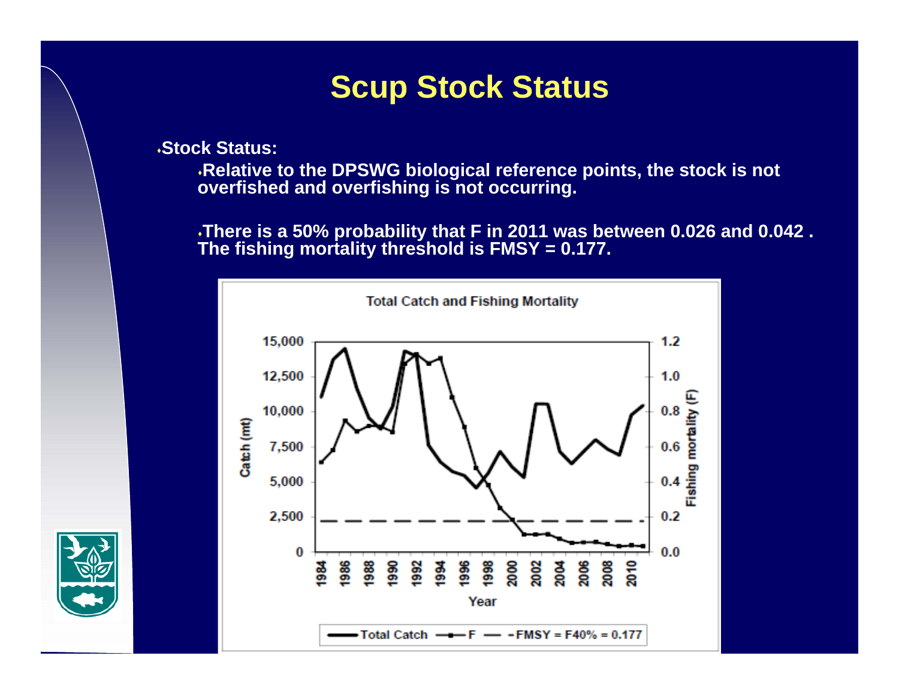# Scup Stock Status

- **Stock Status:**
  - **Relative to the DPSWG biological reference points, the stock is not overfished and overfishing is not occurring.**
  - **There is a 50% probability that F in 2011 was between 0.026 and 0.042 . The fishing mortality threshold is FMSY = 0.177.**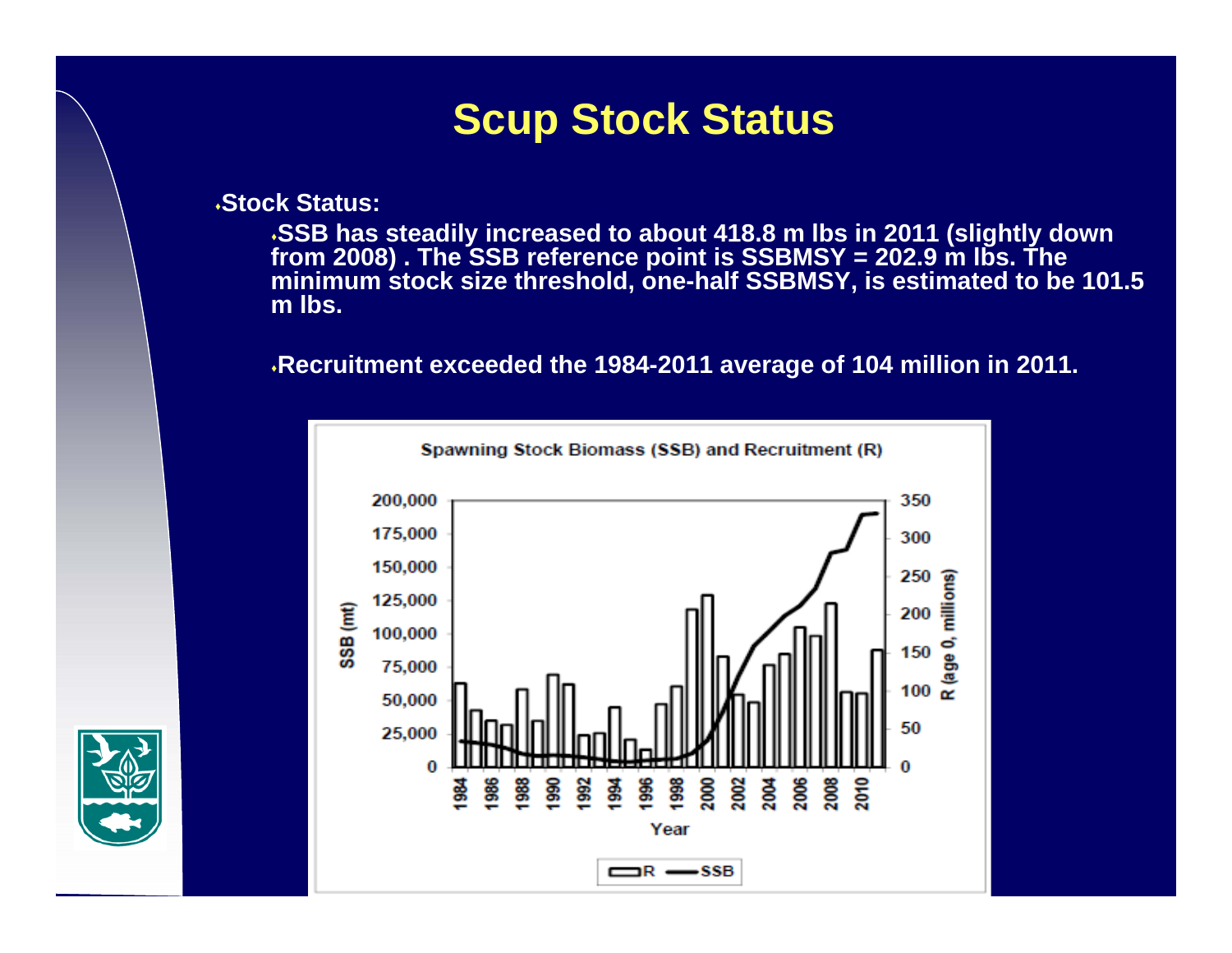# Scup Stock Status

- **Stock Status:**
  - **SSB has steadily increased to about 418.8 m lbs in 2011 (slightly down from 2008) . The SSB reference point is SSBMSY = 202.9 m lbs. The minimum stock size threshold, one-half SSBMSY, is estimated to be 101.5 m lbs.**
  - **Recruitment exceeded the 1984-2011 average of 104 million in 2011.**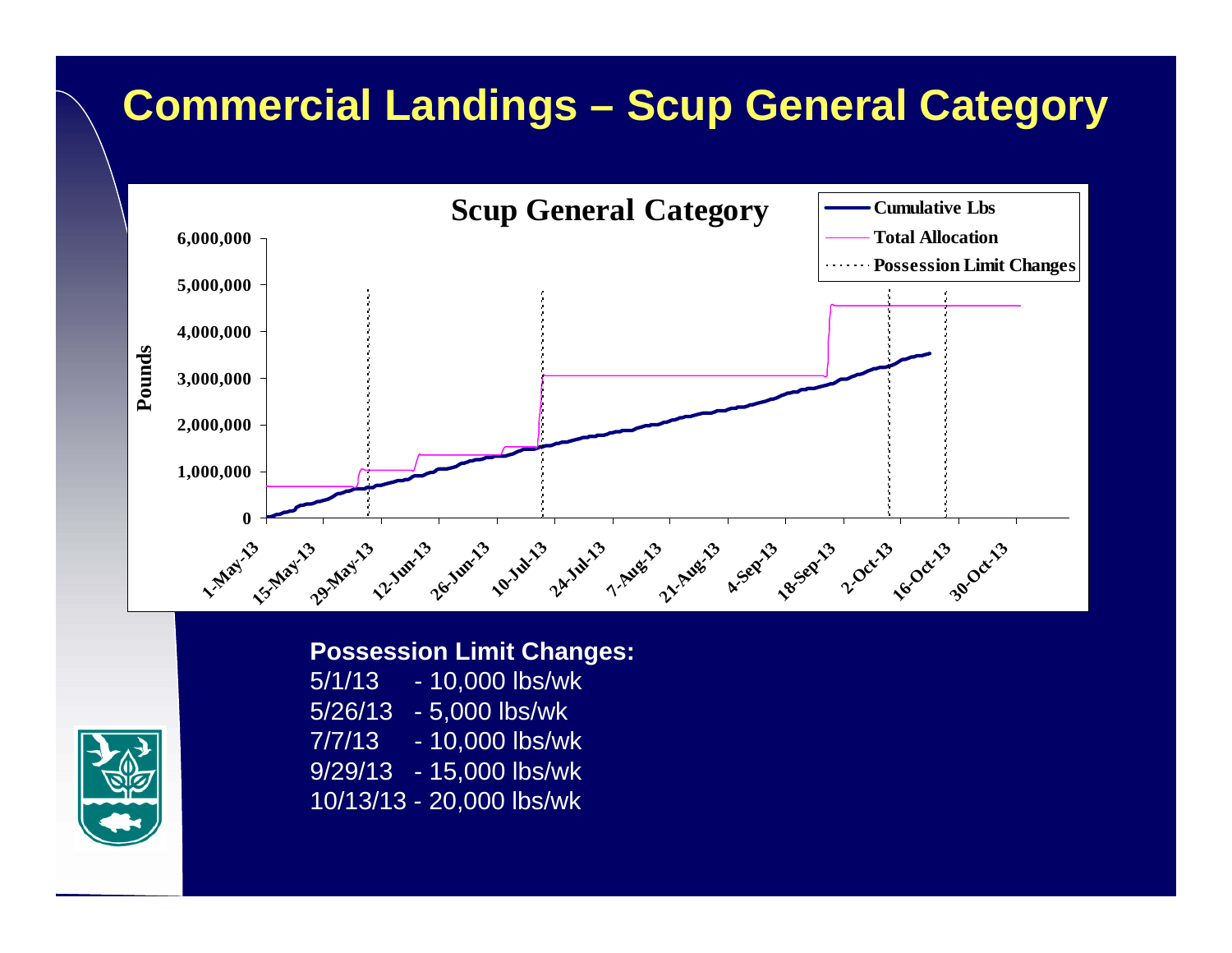# Commercial Landings – Scup General Category

**Scup General Category**

Legend: Cumulative Lbs; Total Allocation; Possession Limit Changes

Pounds: 0; 1,000,000; 2,000,000; 3,000,000; 4,000,000; 5,000,000; 6,000,000

1-May-13; 15-May-13; 29-May-13; 12-Jun-13; 26-Jun-13; 10-Jul-13; 24-Jul-13; 7-Aug-13; 21-Aug-13; 4-Sep-13; 18-Sep-13; 2-Oct-13; 16-Oct-13; 30-Oct-13

**Possession Limit Changes:**

5/1/13 - 10,000 lbs/wk
5/26/13 - 5,000 lbs/wk
7/7/13 - 10,000 lbs/wk
9/29/13 - 15,000 lbs/wk
10/13/13 - 20,000 lbs/wk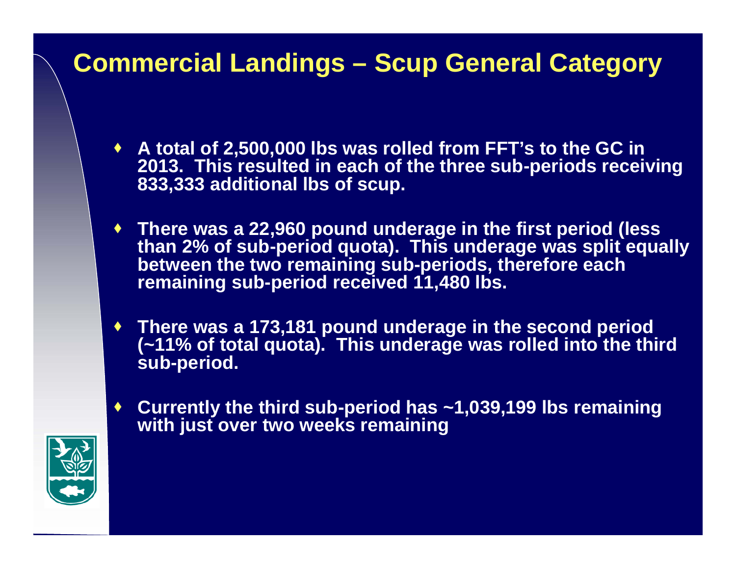# Commercial Landings – Scup General Category

- A total of 2,500,000 lbs was rolled from FFT's to the GC in 2013. This resulted in each of the three sub-periods receiving 833,333 additional lbs of scup.
- There was a 22,960 pound underage in the first period (less than 2% of sub-period quota). This underage was split equally between the two remaining sub-periods, therefore each remaining sub-period received 11,480 lbs.
- There was a 173,181 pound underage in the second period (~11% of total quota). This underage was rolled into the third sub-period.
- Currently the third sub-period has ~1,039,199 lbs remaining with just over two weeks remaining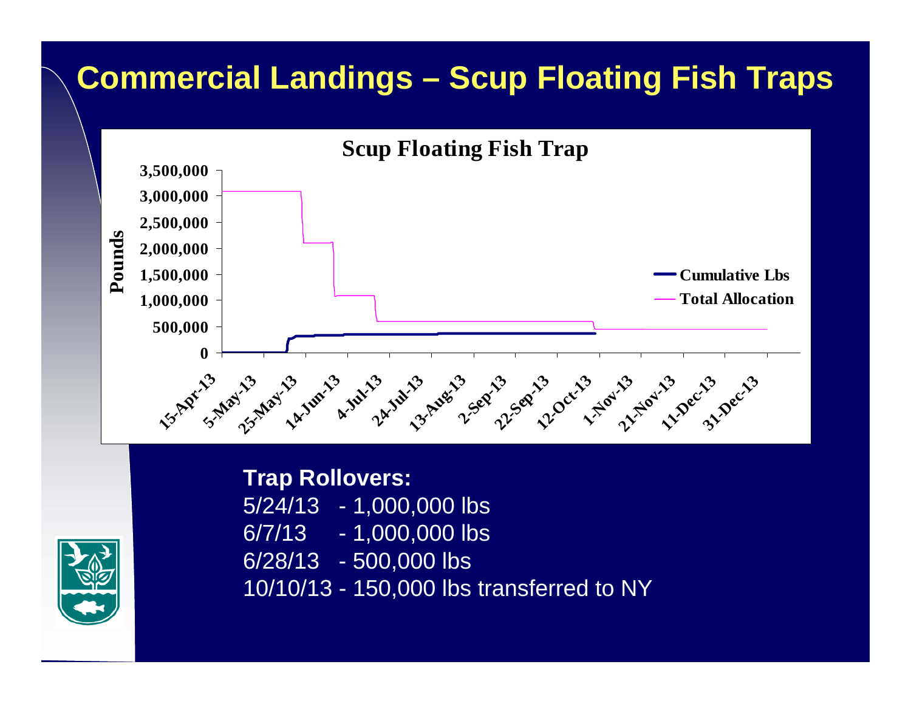# Commercial Landings – Scup Floating Fish Traps

**Scup Floating Fish Trap**

Pounds: 0, 500,000, 1,000,000, 1,500,000, 2,000,000, 2,500,000, 3,000,000, 3,500,000

15-Apr-13, 5-May-13, 25-May-13, 14-Jun-13, 4-Jul-13, 24-Jul-13, 13-Aug-13, 2-Sep-13, 22-Sep-13, 12-Oct-13, 1-Nov-13, 21-Nov-13, 11-Dec-13, 31-Dec-13

Cumulative Lbs

Total Allocation

**Trap Rollovers:**

5/24/13 - 1,000,000 lbs
6/7/13 - 1,000,000 lbs
6/28/13 - 500,000 lbs
10/10/13 - 150,000 lbs transferred to NY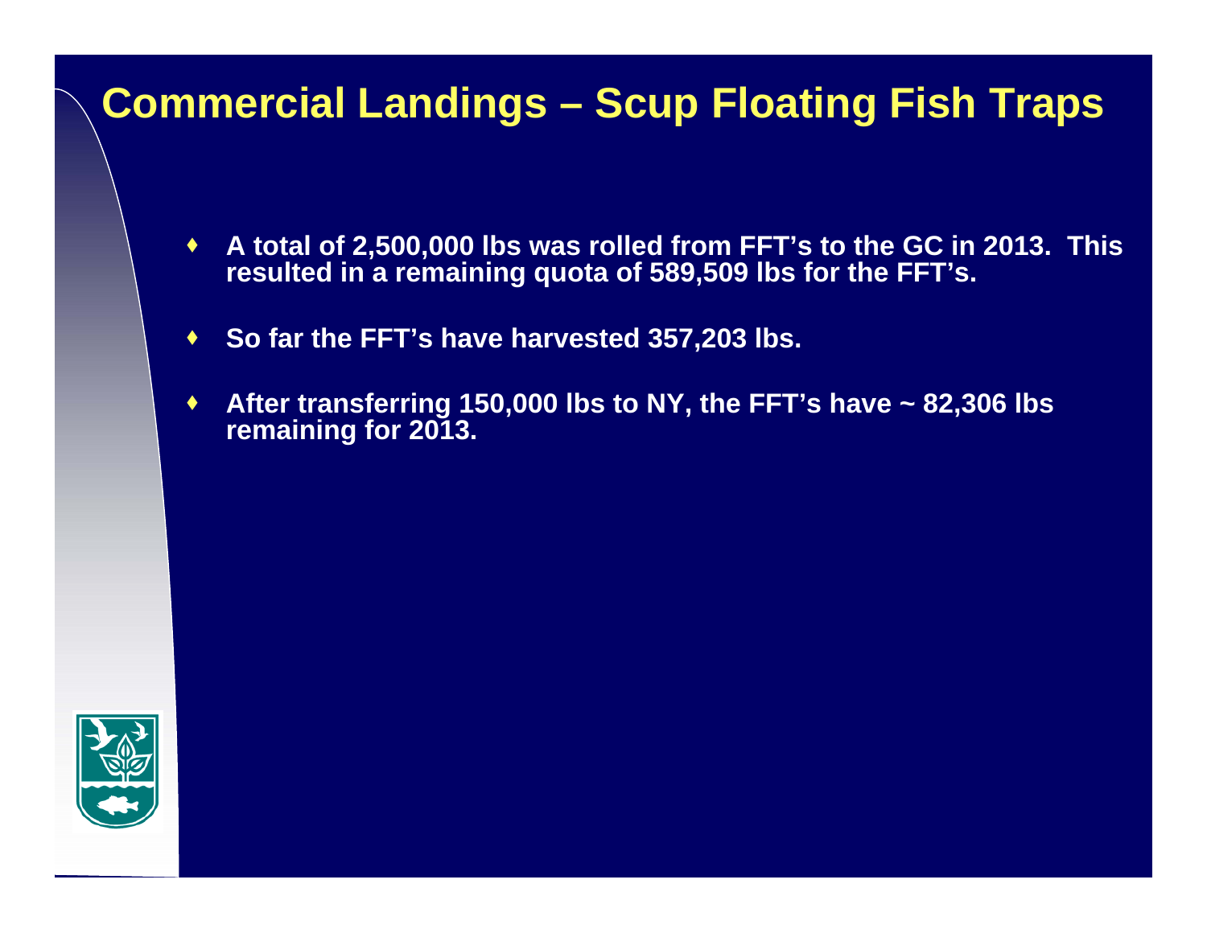# Commercial Landings – Scup Floating Fish Traps

- **A total of 2,500,000 lbs was rolled from FFT's to the GC in 2013. This resulted in a remaining quota of 589,509 lbs for the FFT's.**
- **So far the FFT's have harvested 357,203 lbs.**
- **After transferring 150,000 lbs to NY, the FFT's have ~ 82,306 lbs remaining for 2013.**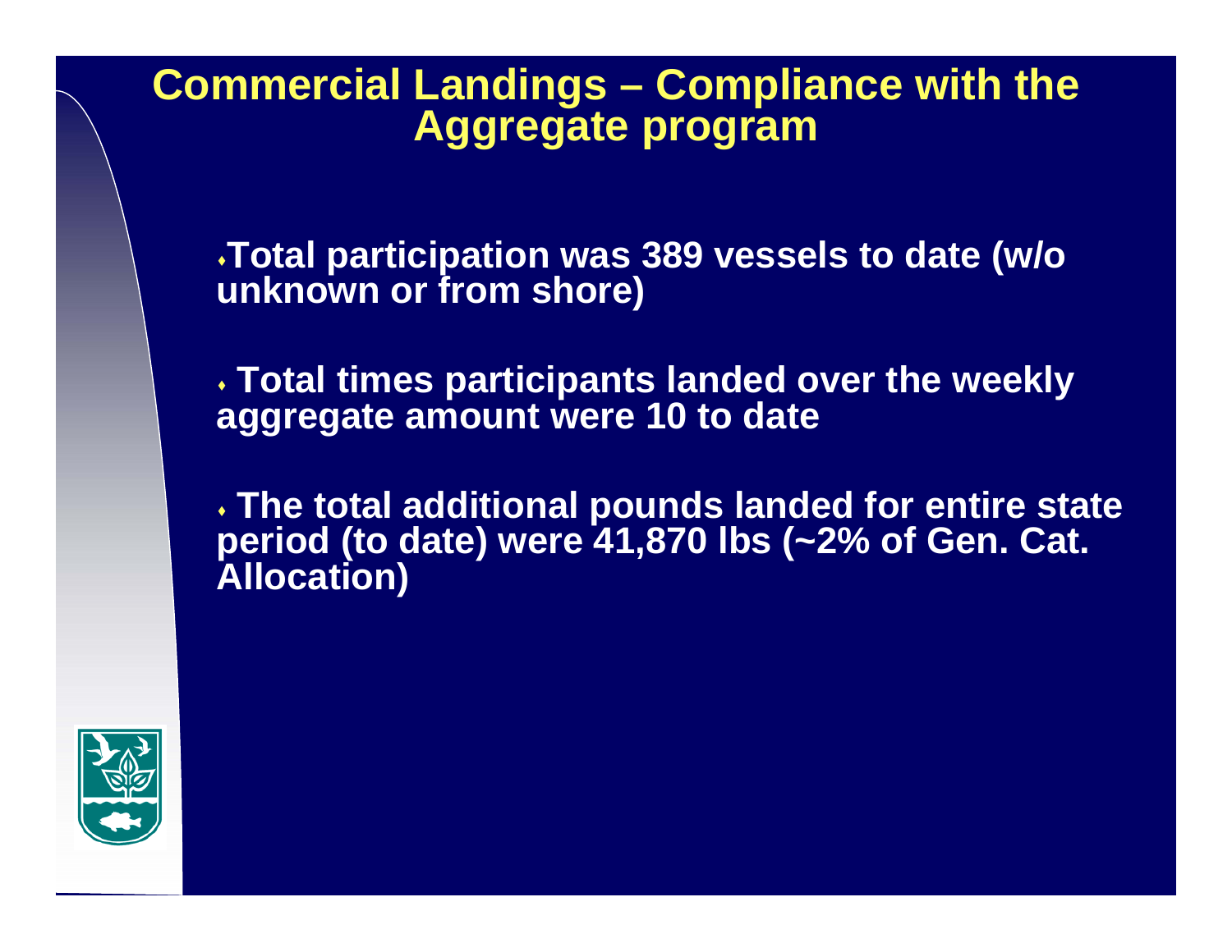# Commercial Landings – Compliance with the Aggregate program

- Total participation was 389 vessels to date (w/o unknown or from shore)
- Total times participants landed over the weekly aggregate amount were 10 to date
- The total additional pounds landed for entire state period (to date) were 41,870 lbs (~2% of Gen. Cat. Allocation)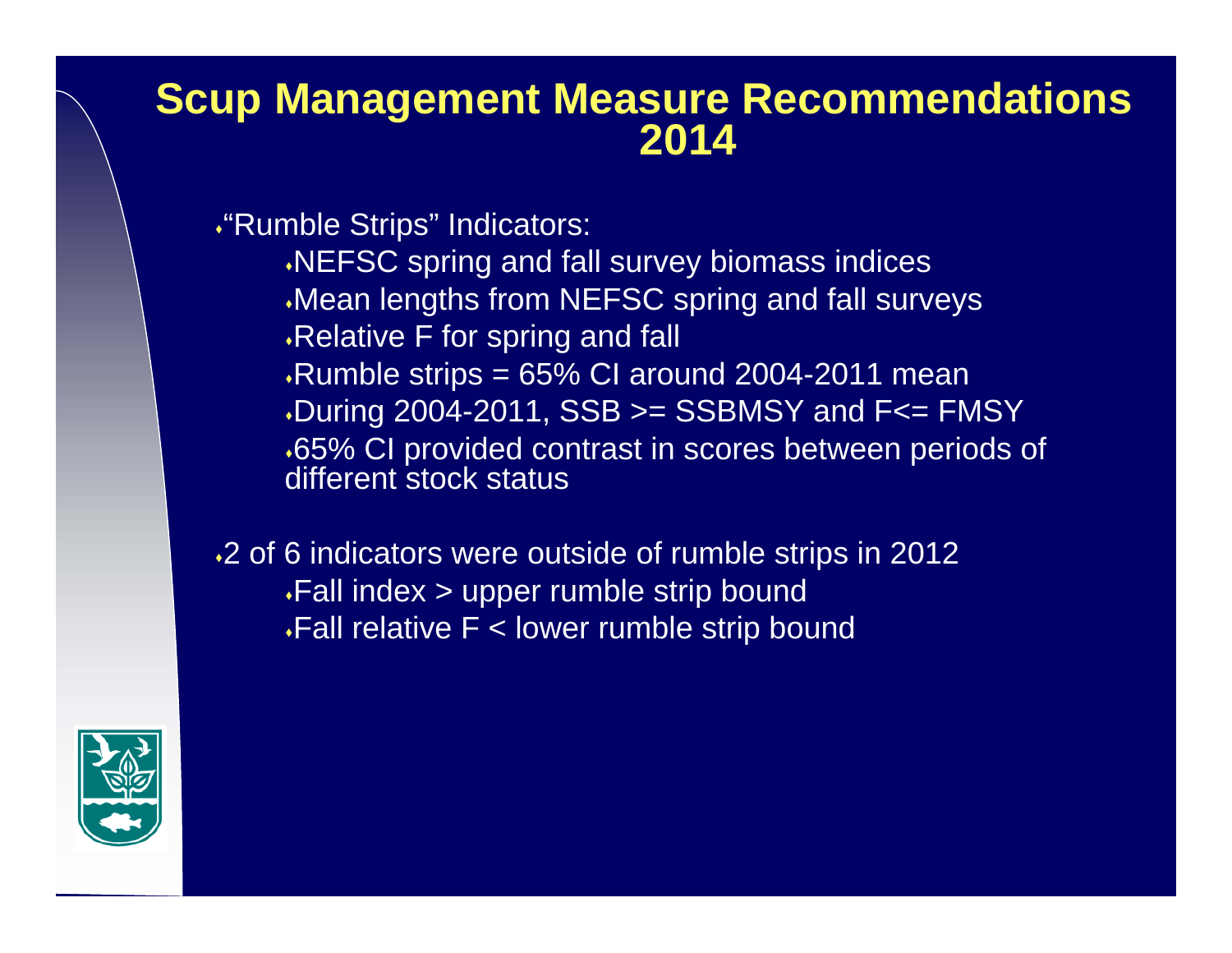# Scup Management Measure Recommendations 2014

- "Rumble Strips" Indicators:
  - NEFSC spring and fall survey biomass indices
  - Mean lengths from NEFSC spring and fall surveys
  - Relative F for spring and fall
  - Rumble strips = 65% CI around 2004-2011 mean
  - During 2004-2011, SSB >= SSBMSY and F<= FMSY
  - 65% CI provided contrast in scores between periods of different stock status

- 2 of 6 indicators were outside of rumble strips in 2012
  - Fall index > upper rumble strip bound
  - Fall relative F < lower rumble strip bound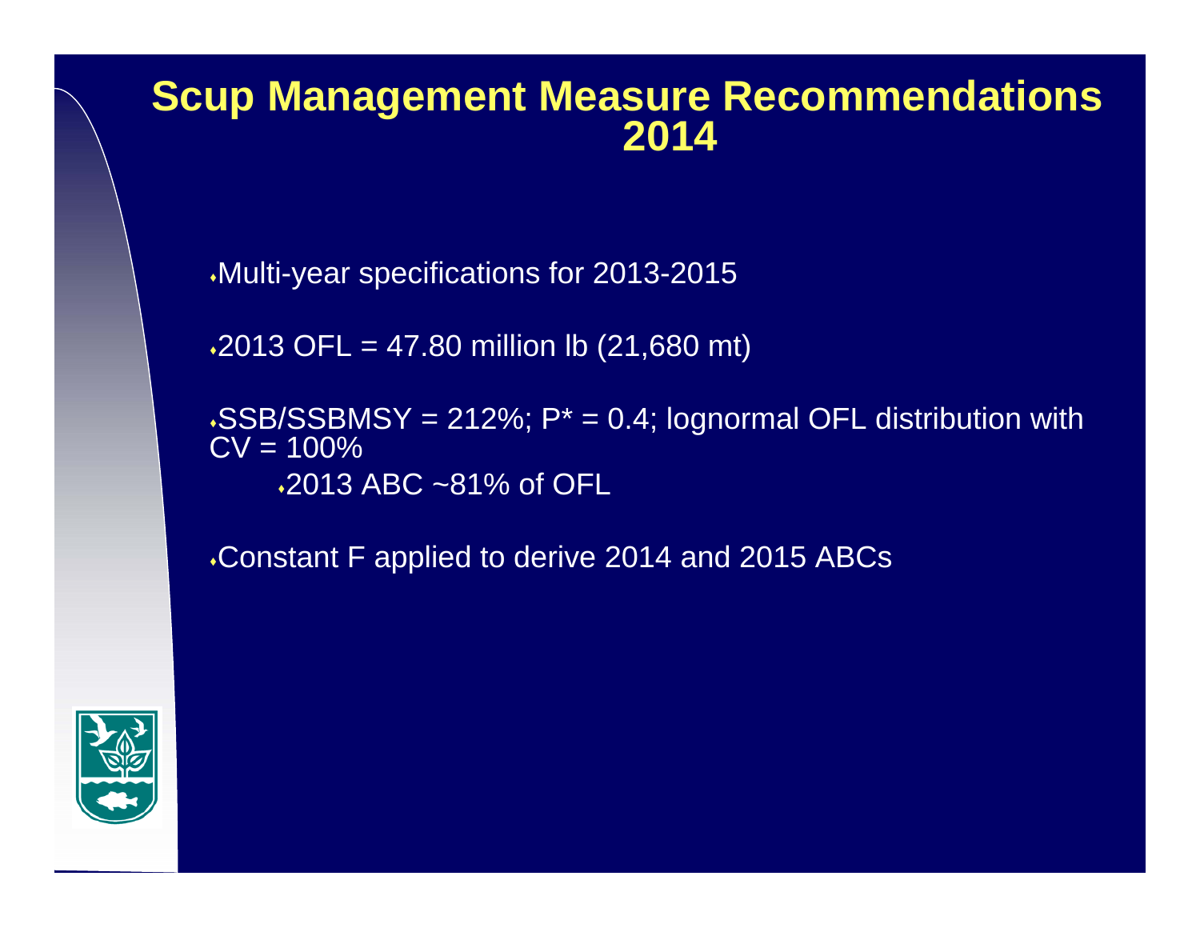# Scup Management Measure Recommendations 2014

- Multi-year specifications for 2013-2015
- 2013 OFL = 47.80 million lb (21,680 mt)
- SSB/SSBMSY = 212%; P* = 0.4; lognormal OFL distribution with CV = 100%
    - 2013 ABC ~81% of OFL
- Constant F applied to derive 2014 and 2015 ABCs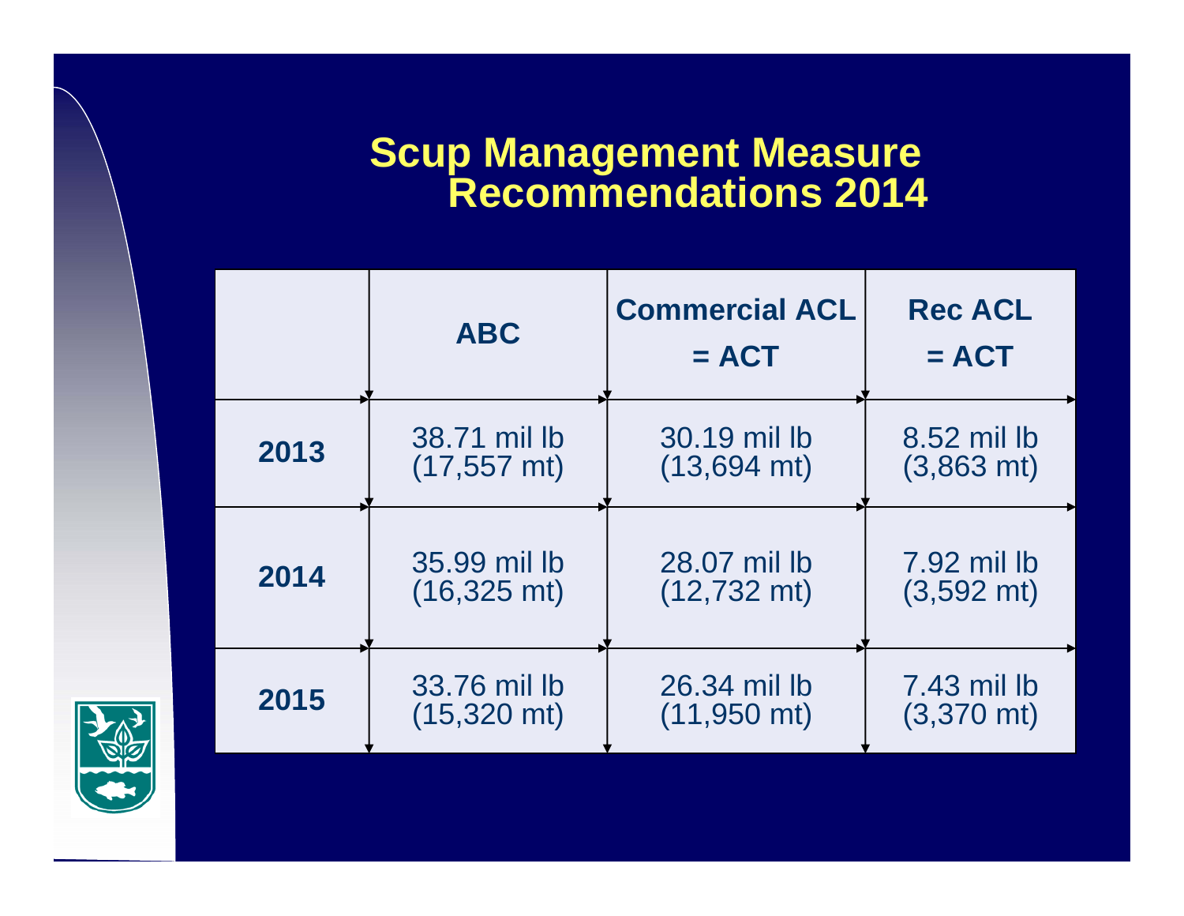# Scup Management Measure Recommendations 2014

| | ABC | Commercial ACL = ACT | Rec ACL = ACT |
|---|---|---|---|
| **2013** | 38.71 mil lb (17,557 mt) | 30.19 mil lb (13,694 mt) | 8.52 mil lb (3,863 mt) |
| **2014** | 35.99 mil lb (16,325 mt) | 28.07 mil lb (12,732 mt) | 7.92 mil lb (3,592 mt) |
| **2015** | 33.76 mil lb (15,320 mt) | 26.34 mil lb (11,950 mt) | 7.43 mil lb (3,370 mt) |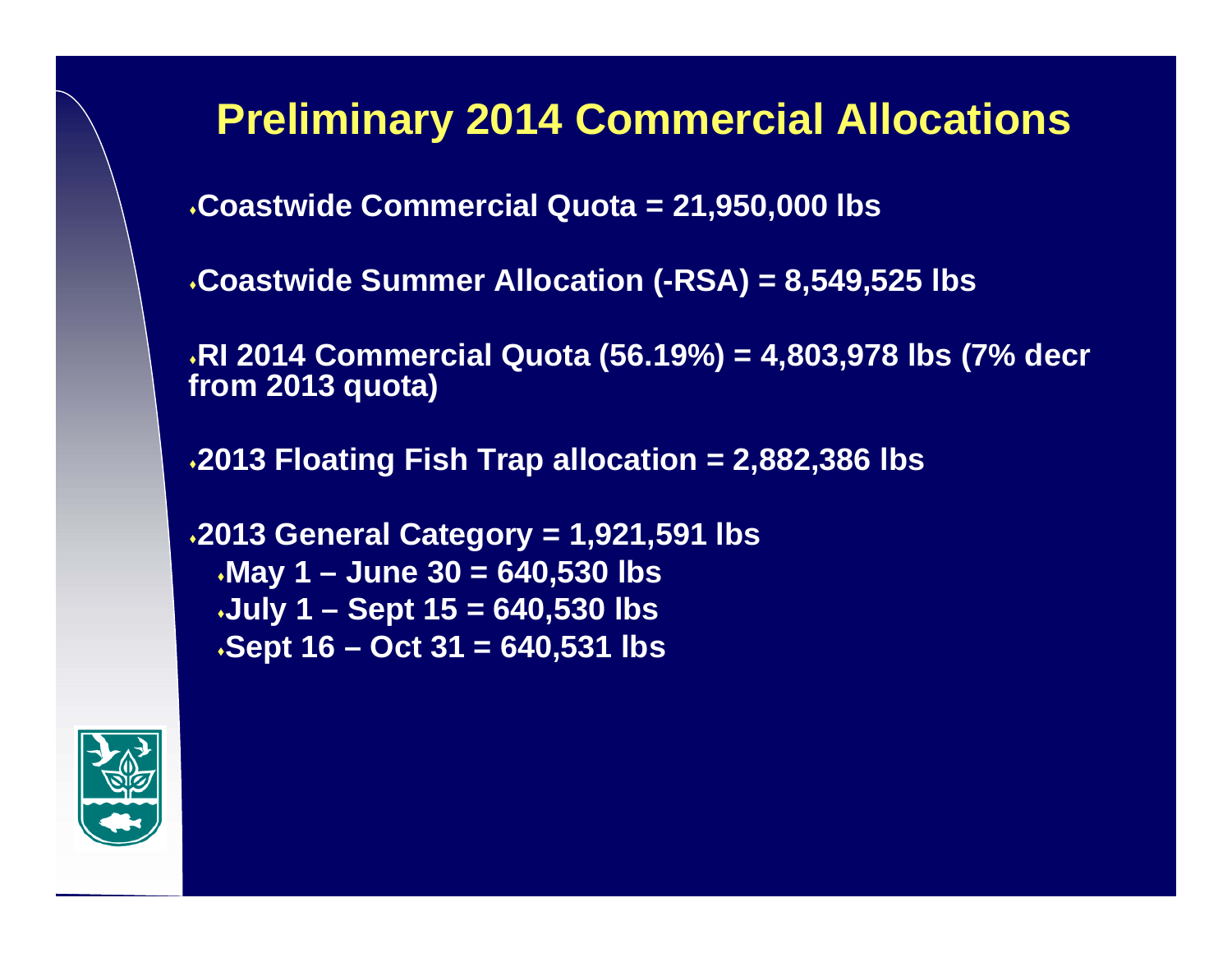# Preliminary 2014 Commercial Allocations

- Coastwide Commercial Quota = 21,950,000 lbs
- Coastwide Summer Allocation (-RSA) = 8,549,525 lbs
- RI 2014 Commercial Quota (56.19%) = 4,803,978 lbs (7% decr from 2013 quota)
- 2013 Floating Fish Trap allocation = 2,882,386 lbs
- 2013 General Category = 1,921,591 lbs
  - May 1 – June 30 = 640,530 lbs
  - July 1 – Sept 15 = 640,530 lbs
  - Sept 16 – Oct 31 = 640,531 lbs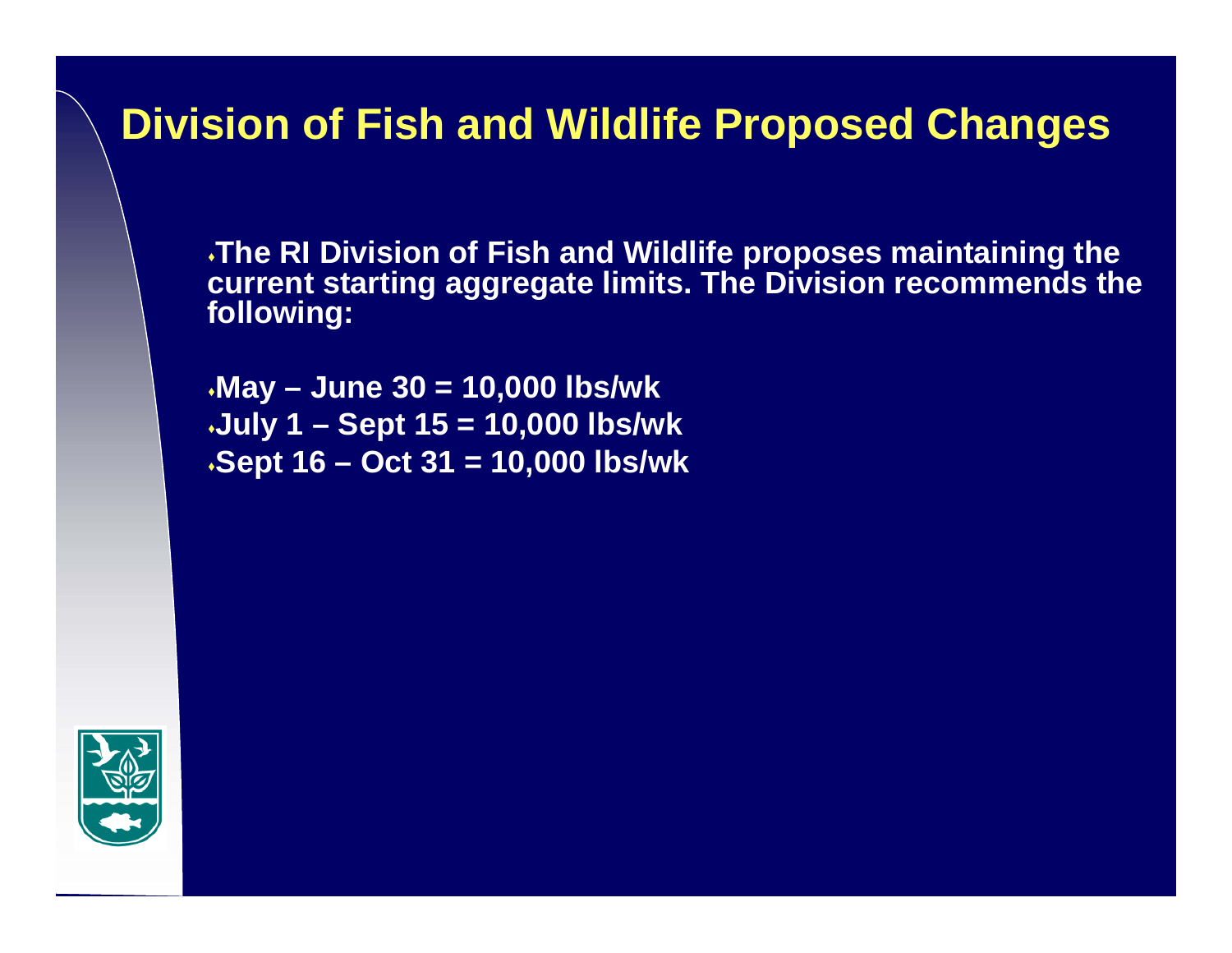# Division of Fish and Wildlife Proposed Changes

- The RI Division of Fish and Wildlife proposes maintaining the current starting aggregate limits. The Division recommends the following:

- May – June 30 = 10,000 lbs/wk
- July 1 – Sept 15 = 10,000 lbs/wk
- Sept 16 – Oct 31 = 10,000 lbs/wk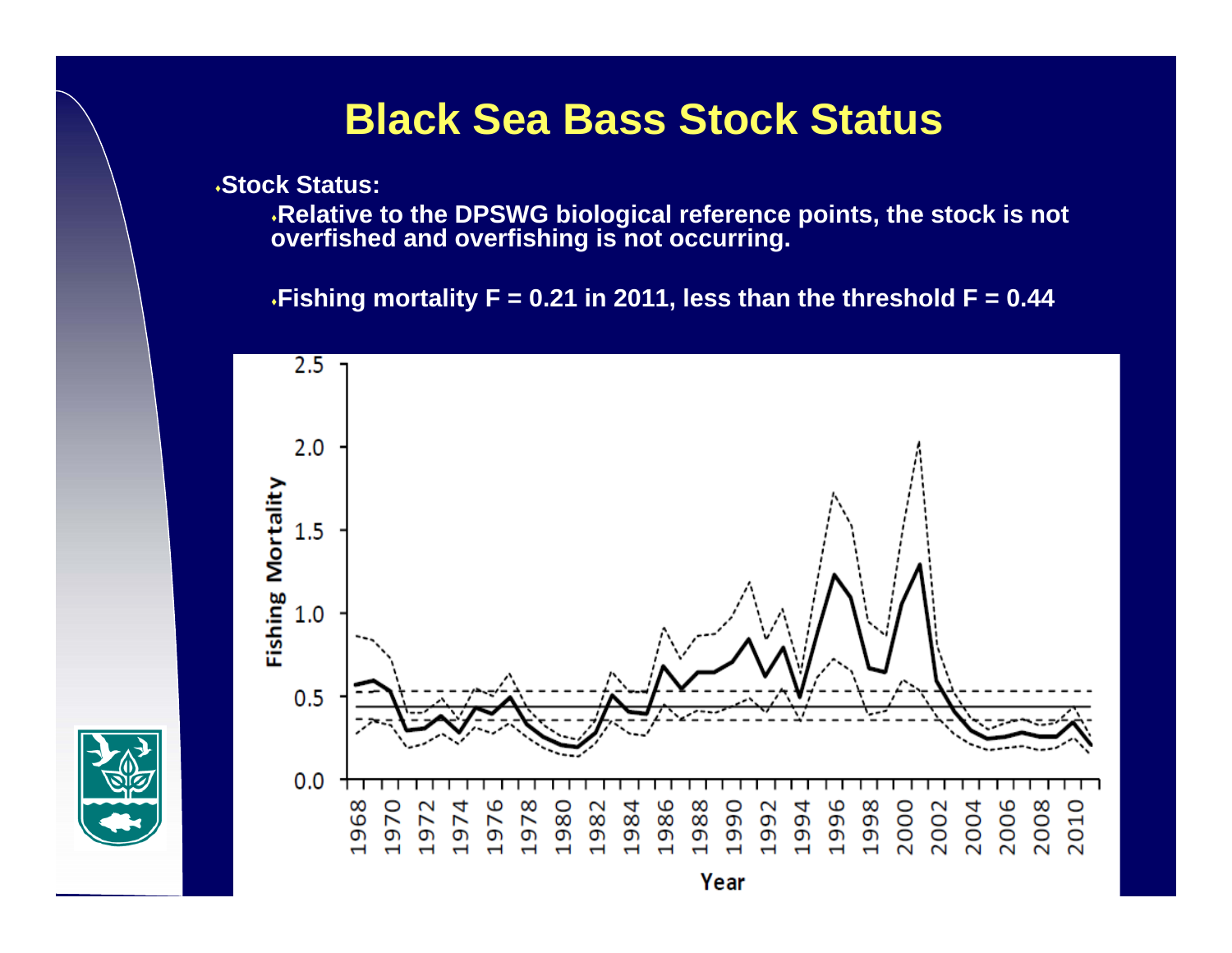# Black Sea Bass Stock Status

- **Stock Status:**
  - **Relative to the DPSWG biological reference points, the stock is not overfished and overfishing is not occurring.**
  - **Fishing mortality F = 0.21 in 2011, less than the threshold F = 0.44**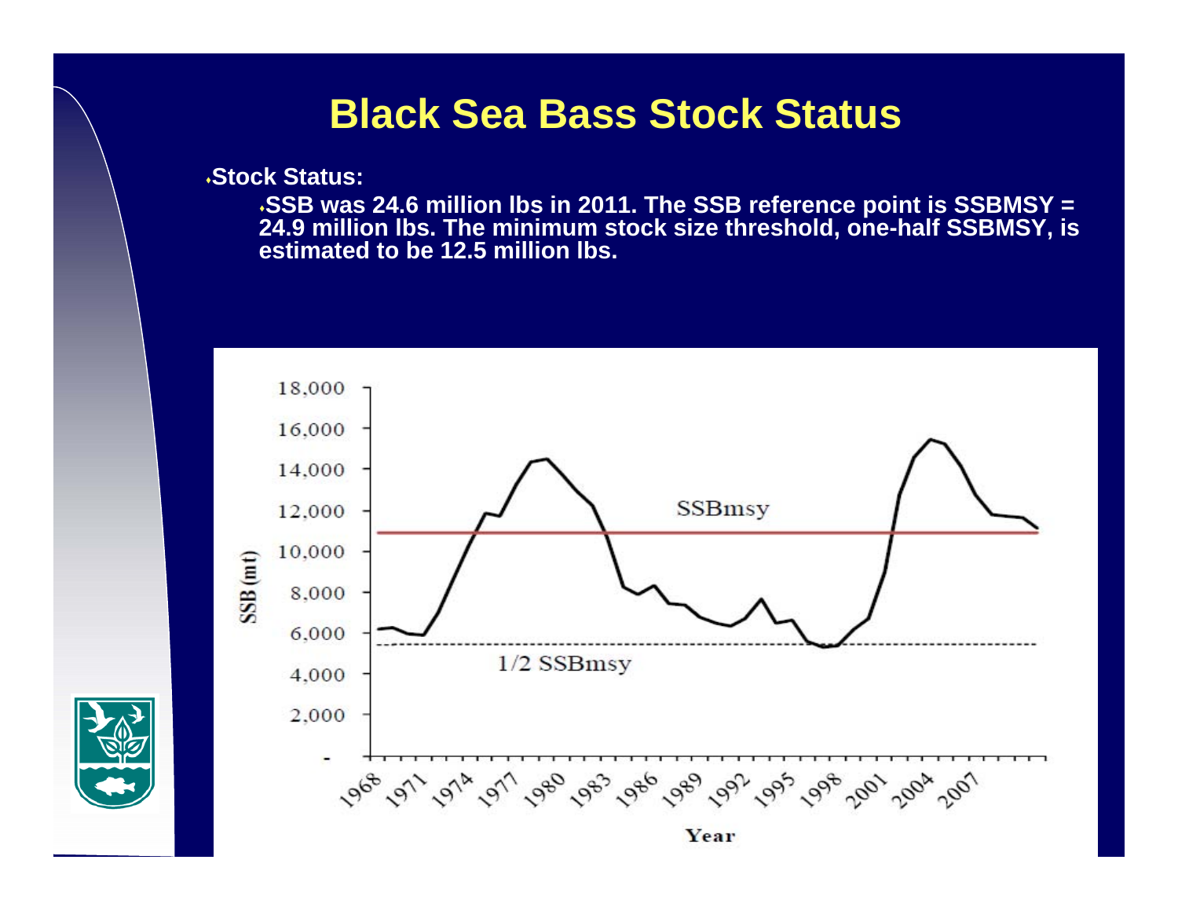# Black Sea Bass Stock Status

- **Stock Status:**
  - **SSB was 24.6 million lbs in 2011. The SSB reference point is SSBMSY = 24.9 million lbs. The minimum stock size threshold, one-half SSBMSY, is estimated to be 12.5 million lbs.**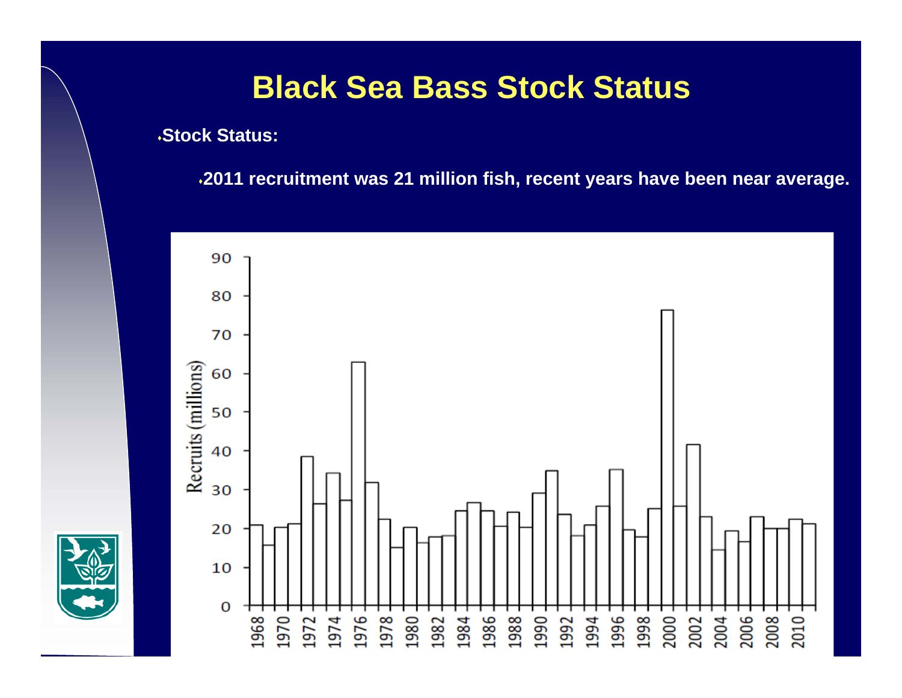# Black Sea Bass Stock Status

- **Stock Status:**
  - **2011 recruitment was 21 million fish, recent years have been near average.**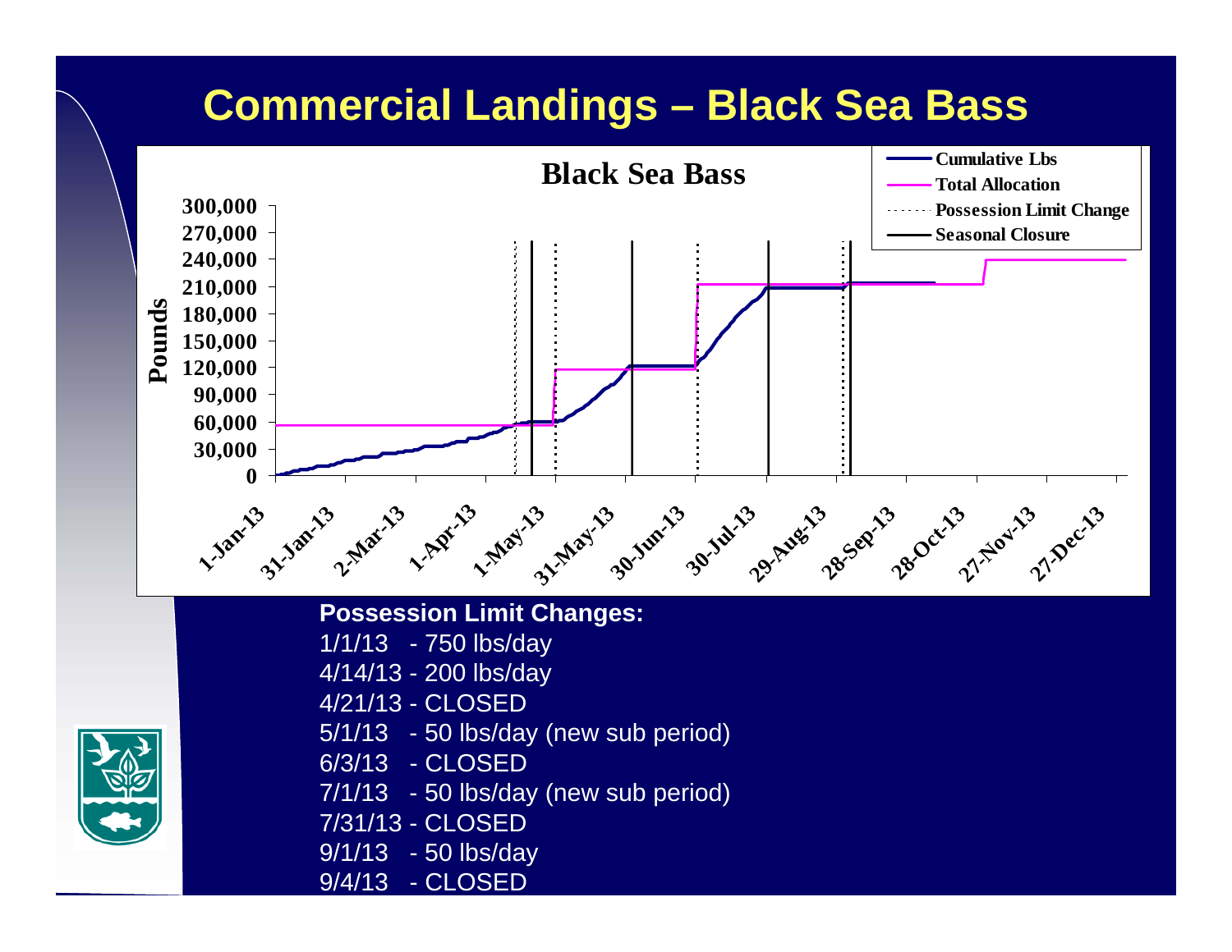# Commercial Landings – Black Sea Bass

**Black Sea Bass**

- Cumulative Lbs
- Total Allocation
- Possession Limit Change
- Seasonal Closure

Pounds: 0, 30,000, 60,000, 90,000, 120,000, 150,000, 180,000, 210,000, 240,000, 270,000, 300,000

1-Jan-13, 31-Jan-13, 2-Mar-13, 1-Apr-13, 1-May-13, 31-May-13, 30-Jun-13, 30-Jul-13, 29-Aug-13, 28-Sep-13, 28-Oct-13, 27-Nov-13, 27-Dec-13

**Possession Limit Changes:**

1/1/13 - 750 lbs/day
4/14/13 - 200 lbs/day
4/21/13 - CLOSED
5/1/13 - 50 lbs/day (new sub period)
6/3/13 - CLOSED
7/1/13 - 50 lbs/day (new sub period)
7/31/13 - CLOSED
9/1/13 - 50 lbs/day
9/4/13 - CLOSED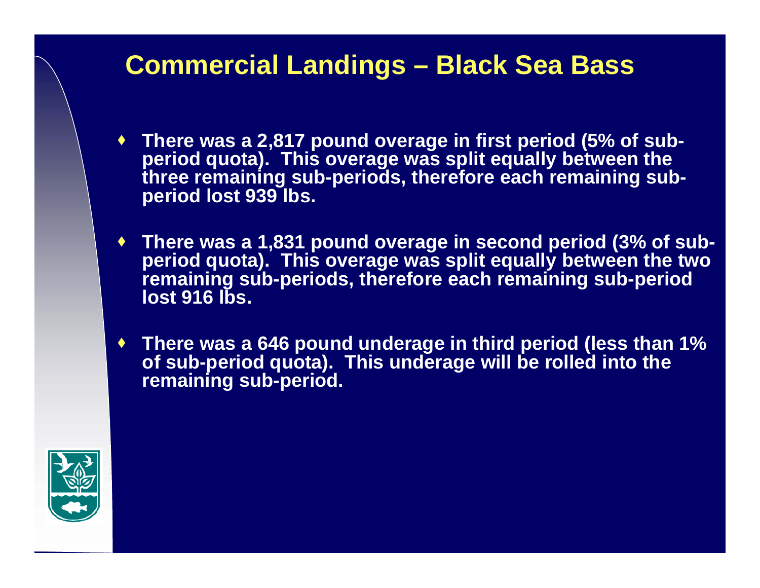# Commercial Landings – Black Sea Bass

- There was a 2,817 pound overage in first period (5% of sub-period quota). This overage was split equally between the three remaining sub-periods, therefore each remaining sub-period lost 939 lbs.
- There was a 1,831 pound overage in second period (3% of sub-period quota). This overage was split equally between the two remaining sub-periods, therefore each remaining sub-period lost 916 lbs.
- There was a 646 pound underage in third period (less than 1% of sub-period quota). This underage will be rolled into the remaining sub-period.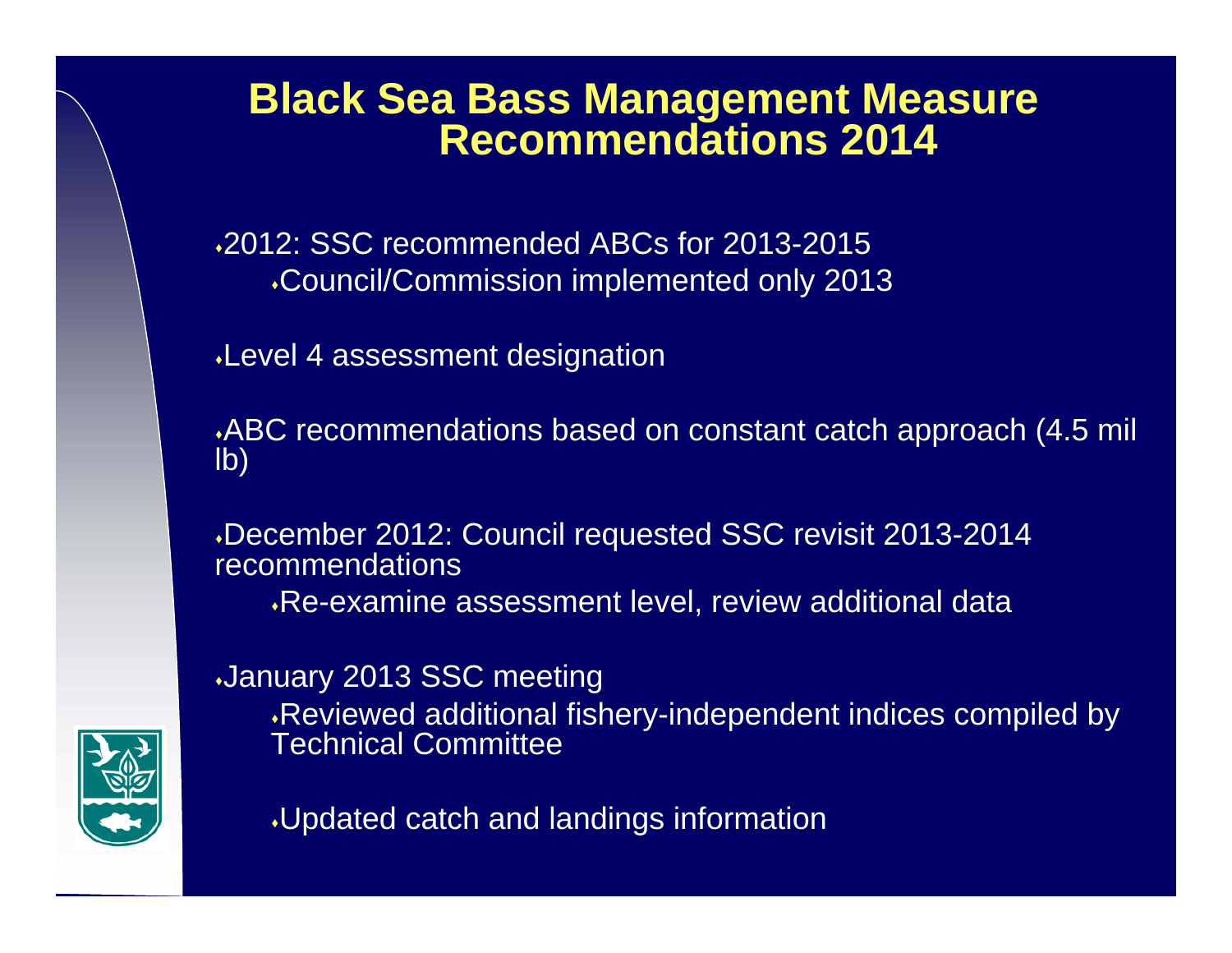# Black Sea Bass Management Measure Recommendations 2014

- 2012: SSC recommended ABCs for 2013-2015
  - Council/Commission implemented only 2013
- Level 4 assessment designation
- ABC recommendations based on constant catch approach (4.5 mil lb)
- December 2012: Council requested SSC revisit 2013-2014 recommendations
  - Re-examine assessment level, review additional data
- January 2013 SSC meeting
  - Reviewed additional fishery-independent indices compiled by Technical Committee
  - Updated catch and landings information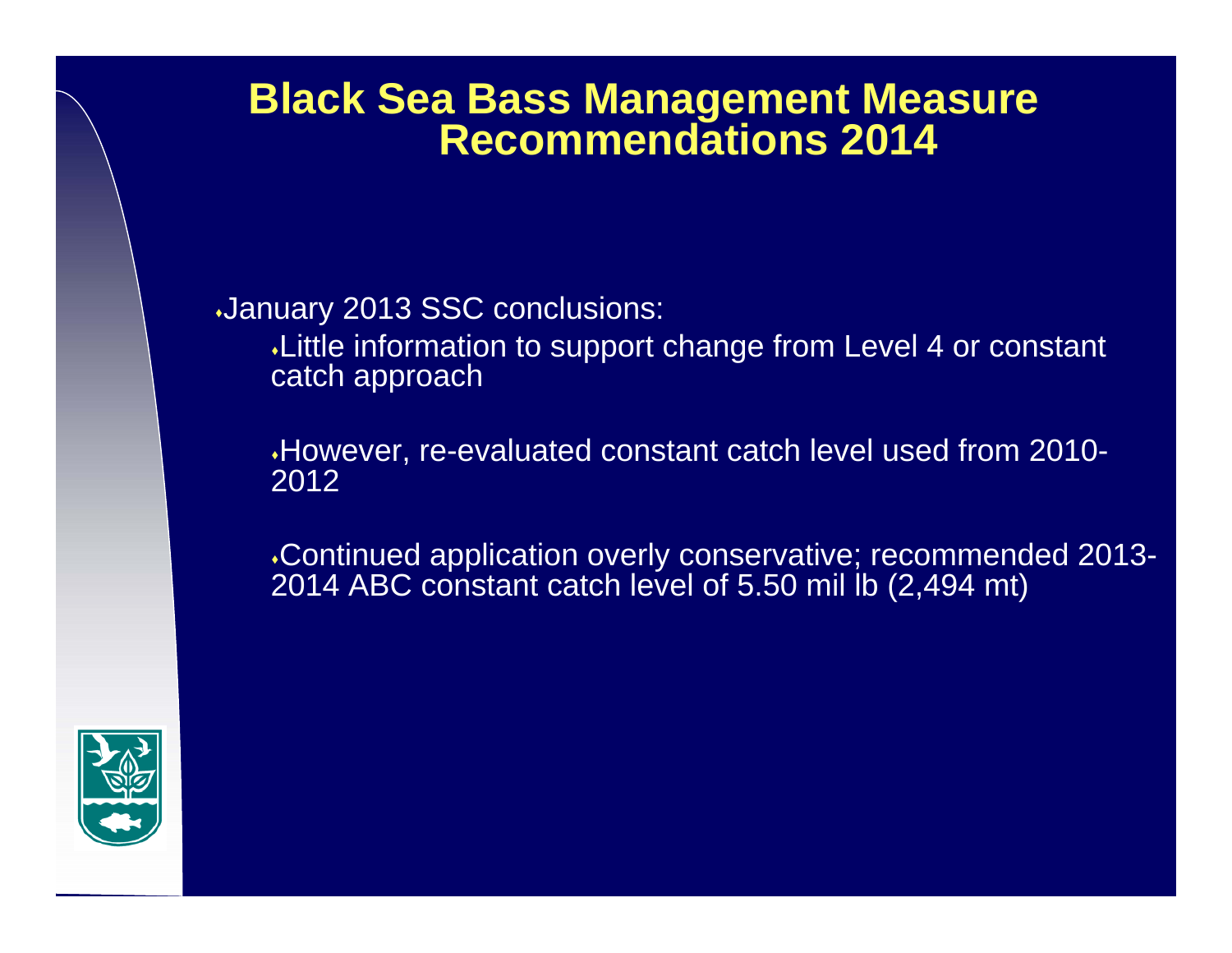# Black Sea Bass Management Measure Recommendations 2014

- January 2013 SSC conclusions:
  - Little information to support change from Level 4 or constant catch approach
  - However, re-evaluated constant catch level used from 2010-2012
  - Continued application overly conservative; recommended 2013-2014 ABC constant catch level of 5.50 mil lb (2,494 mt)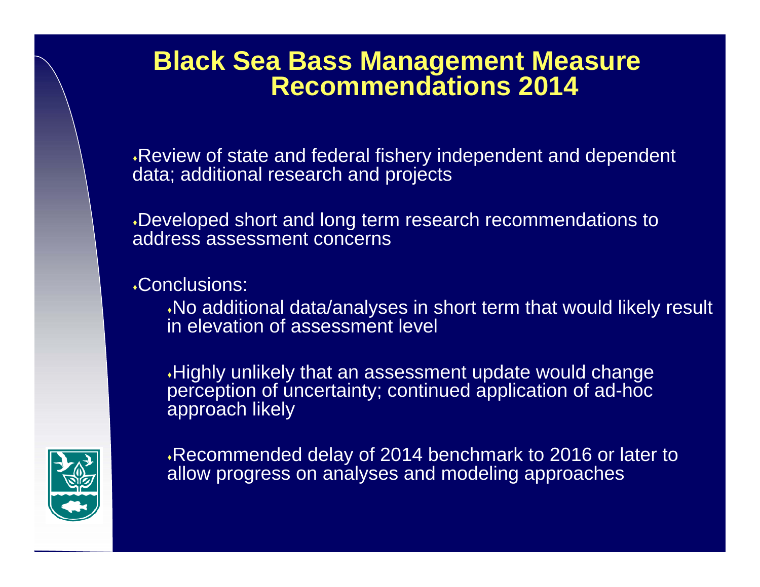# Black Sea Bass Management Measure Recommendations 2014

- Review of state and federal fishery independent and dependent data; additional research and projects

- Developed short and long term research recommendations to address assessment concerns

- Conclusions:
  - No additional data/analyses in short term that would likely result in elevation of assessment level
  - Highly unlikely that an assessment update would change perception of uncertainty; continued application of ad-hoc approach likely
  - Recommended delay of 2014 benchmark to 2016 or later to allow progress on analyses and modeling approaches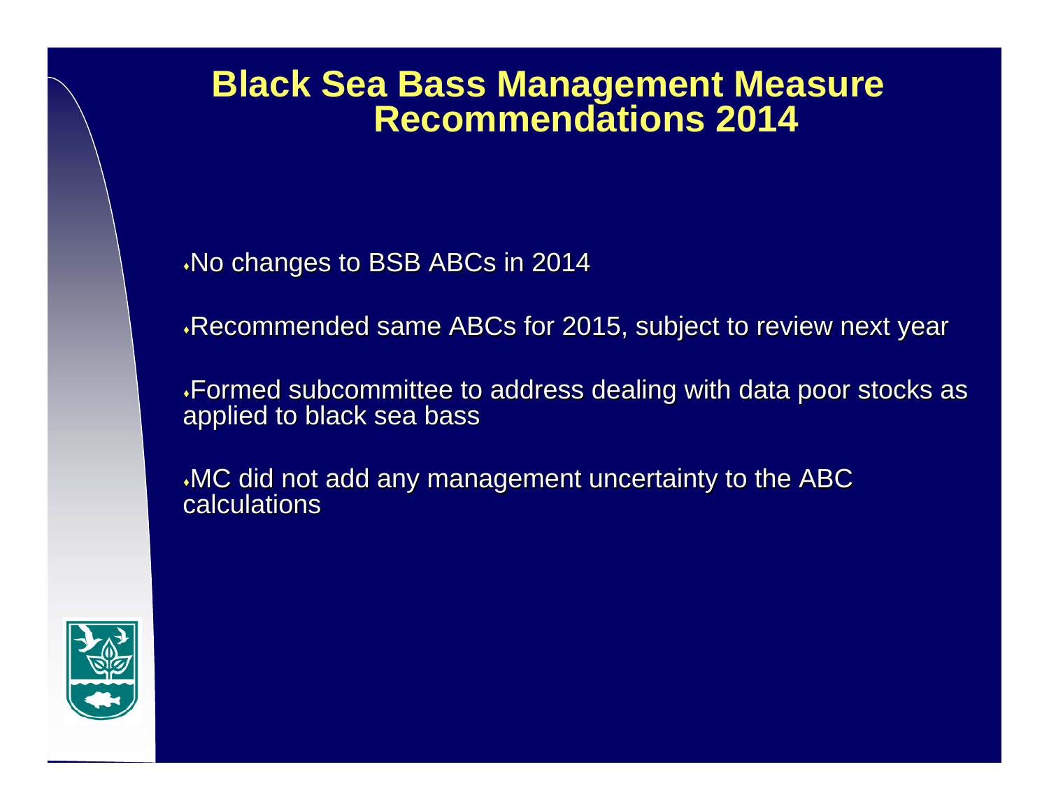# Black Sea Bass Management Measure Recommendations 2014

- No changes to BSB ABCs in 2014
- Recommended same ABCs for 2015, subject to review next year
- Formed subcommittee to address dealing with data poor stocks as applied to black sea bass
- MC did not add any management uncertainty to the ABC calculations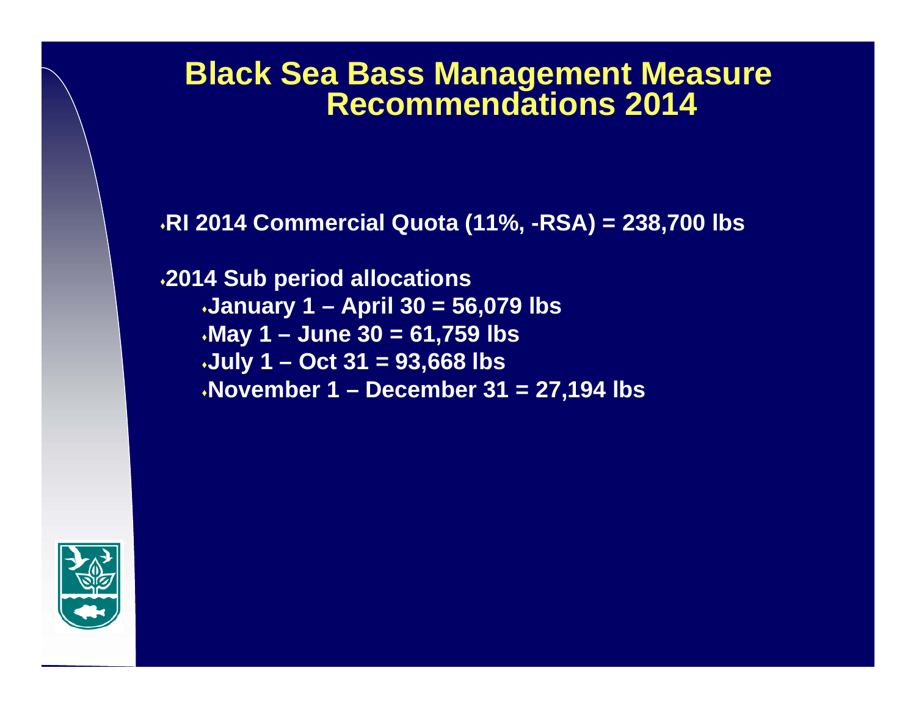# Black Sea Bass Management Measure Recommendations 2014

- RI 2014 Commercial Quota (11%, -RSA) = 238,700 lbs

- 2014 Sub period allocations
  - January 1 – April 30 = 56,079 lbs
  - May 1 – June 30 = 61,759 lbs
  - July 1 – Oct 31 = 93,668 lbs
  - November 1 – December 31 = 27,194 lbs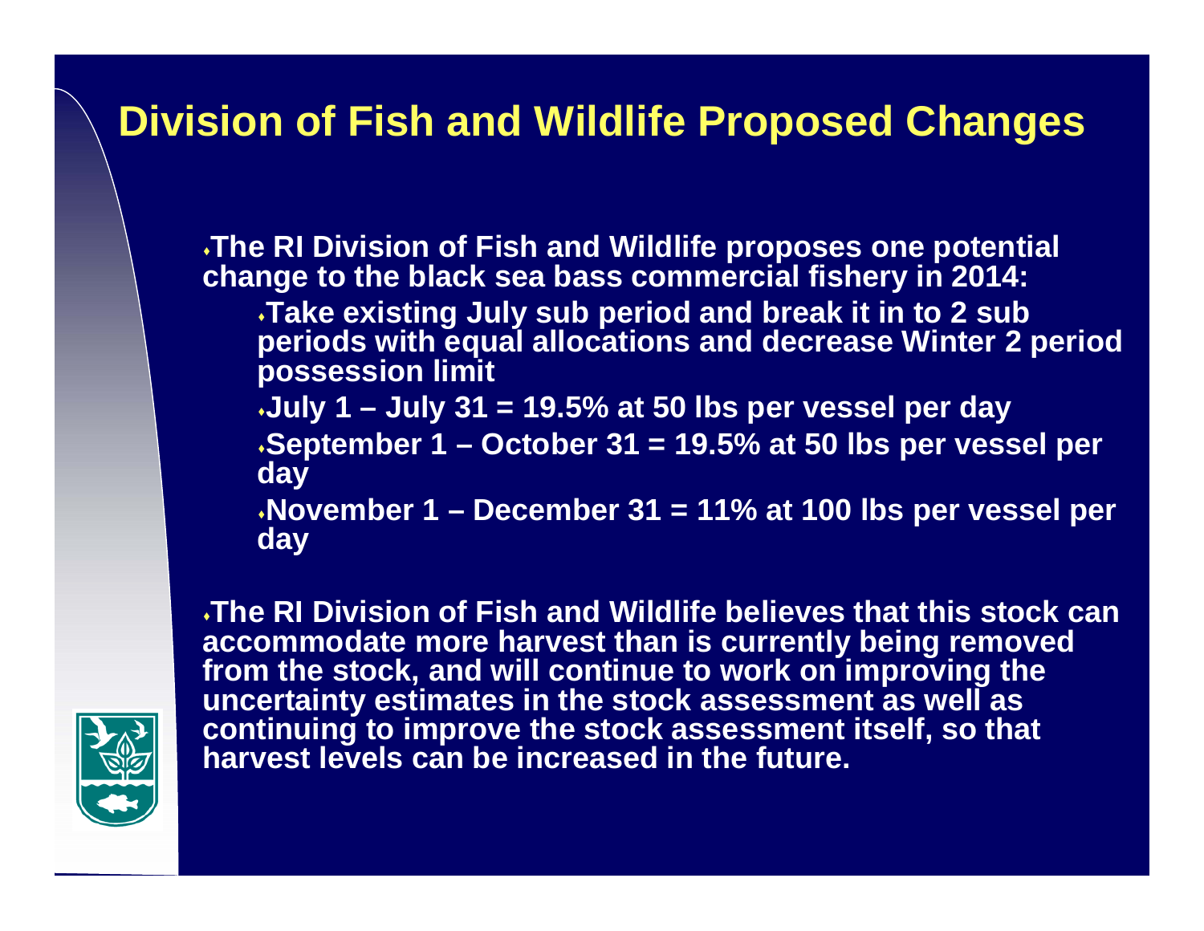# Division of Fish and Wildlife Proposed Changes

- The RI Division of Fish and Wildlife proposes one potential change to the black sea bass commercial fishery in 2014:
  - Take existing July sub period and break it in to 2 sub periods with equal allocations and decrease Winter 2 period possession limit
  - July 1 – July 31 = 19.5% at 50 lbs per vessel per day
  - September 1 – October 31 = 19.5% at 50 lbs per vessel per day
  - November 1 – December 31 = 11% at 100 lbs per vessel per day
- The RI Division of Fish and Wildlife believes that this stock can accommodate more harvest than is currently being removed from the stock, and will continue to work on improving the uncertainty estimates in the stock assessment as well as continuing to improve the stock assessment itself, so that harvest levels can be increased in the future.